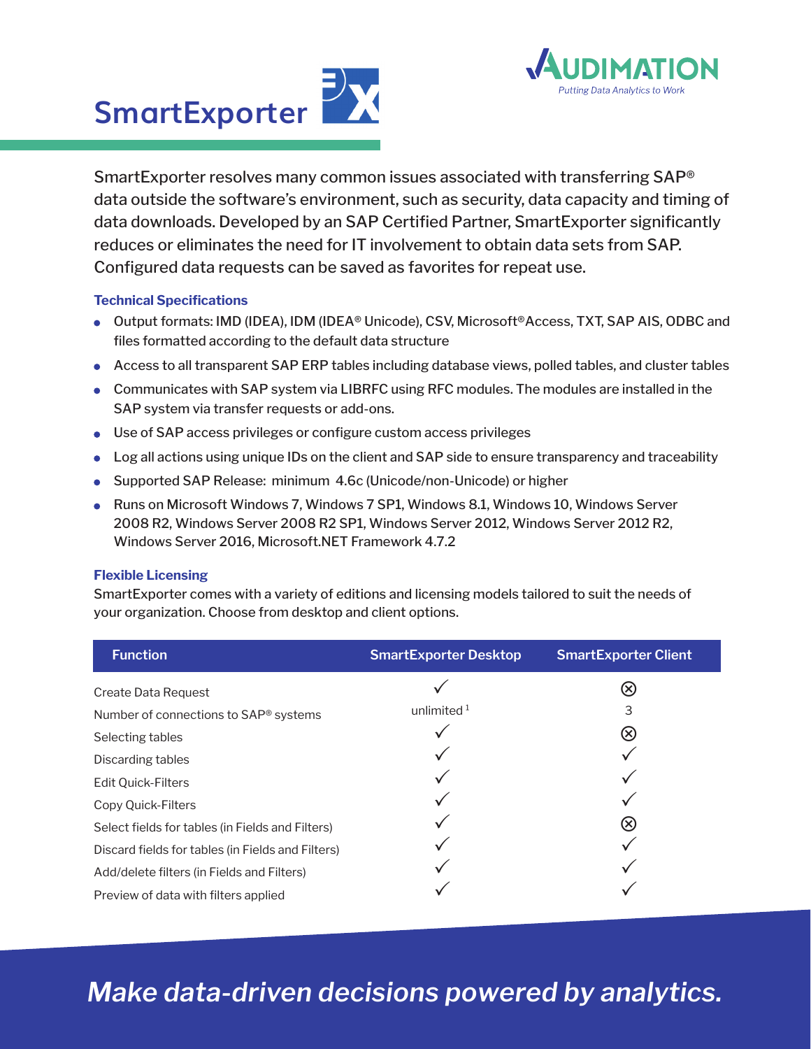# SmartExporter

AUDIMATION
*Putting Data Analytics to Work*

SmartExporter resolves many common issues associated with transferring SAP® data outside the software's environment, such as security, data capacity and timing of data downloads. Developed by an SAP Certified Partner, SmartExporter significantly reduces or eliminates the need for IT involvement to obtain data sets from SAP. Configured data requests can be saved as favorites for repeat use.

### Technical Specifications

- Output formats: IMD (IDEA), IDM (IDEA® Unicode), CSV, Microsoft®Access, TXT, SAP AIS, ODBC and files formatted according to the default data structure
- Access to all transparent SAP ERP tables including database views, polled tables, and cluster tables
- Communicates with SAP system via LIBRFC using RFC modules. The modules are installed in the SAP system via transfer requests or add-ons.
- Use of SAP access privileges or configure custom access privileges
- Log all actions using unique IDs on the client and SAP side to ensure transparency and traceability
- Supported SAP Release: minimum 4.6c (Unicode/non-Unicode) or higher
- Runs on Microsoft Windows 7, Windows 7 SP1, Windows 8.1, Windows 10, Windows Server 2008 R2, Windows Server 2008 R2 SP1, Windows Server 2012, Windows Server 2012 R2, Windows Server 2016, Microsoft.NET Framework 4.7.2

### Flexible Licensing

SmartExporter comes with a variety of editions and licensing models tailored to suit the needs of your organization. Choose from desktop and client options.

| Function | SmartExporter Desktop | SmartExporter Client |
|---|---|---|
| Create Data Request | ✓ | ⊗ |
| Number of connections to SAP® systems | unlimited [1] | 3 |
| Selecting tables | ✓ | ⊗ |
| Discarding tables | ✓ | ✓ |
| Edit Quick-Filters | ✓ | ✓ |
| Copy Quick-Filters | ✓ | ✓ |
| Select fields for tables (in Fields and Filters) | ✓ | ⊗ |
| Discard fields for tables (in Fields and Filters) | ✓ | ✓ |
| Add/delete filters (in Fields and Filters) | ✓ | ✓ |
| Preview of data with filters applied | ✓ | ✓ |

*Make data-driven decisions powered by analytics.*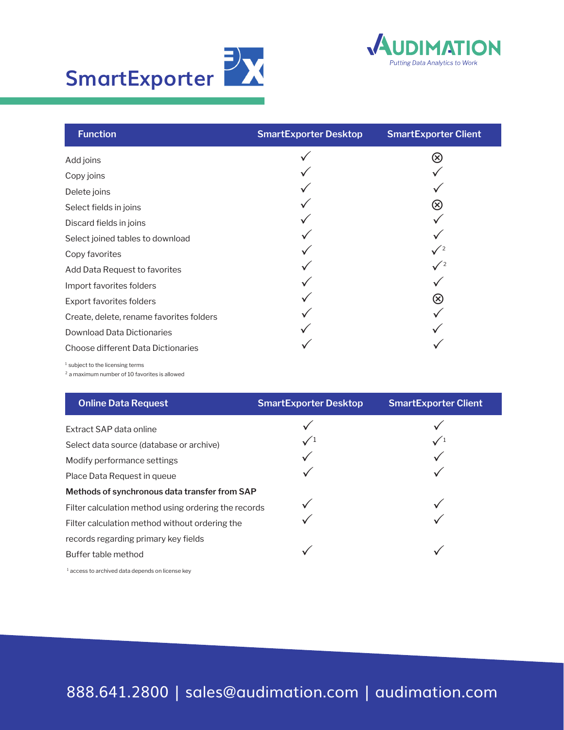# SmartExporter

AUDIMATION
*Putting Data Analytics to Work*

| Function | SmartExporter Desktop | SmartExporter Client |
|---|---|---|
| Add joins | ✓ | ⊗ |
| Copy joins | ✓ | ✓ |
| Delete joins | ✓ | ✓ |
| Select fields in joins | ✓ | ⊗ |
| Discard fields in joins | ✓ | ✓ |
| Select joined tables to download | ✓ | ✓ |
| Copy favorites | ✓ | ✓[2] |
| Add Data Request to favorites | ✓ | ✓[2] |
| Import favorites folders | ✓ | ✓ |
| Export favorites folders | ✓ | ⊗ |
| Create, delete, rename favorites folders | ✓ | ✓ |
| Download Data Dictionaries | ✓ | ✓ |
| Choose different Data Dictionaries | ✓ | ✓ |

[1] subject to the licensing terms
[2] a maximum number of 10 favorites is allowed

| Online Data Request | SmartExporter Desktop | SmartExporter Client |
|---|---|---|
| Extract SAP data online | ✓ | ✓ |
| Select data source (database or archive) | ✓[1] | ✓[1] |
| Modify performance settings | ✓ | ✓ |
| Place Data Request in queue | ✓ | ✓ |
| **Methods of synchronous data transfer from SAP** | | |
| Filter calculation method using ordering the records | ✓ | ✓ |
| Filter calculation method without ordering the records regarding primary key fields | ✓ | ✓ |
| Buffer table method | ✓ | ✓ |

[1] access to archived data depends on license key

888.641.2800 | sales@audimation.com | audimation.com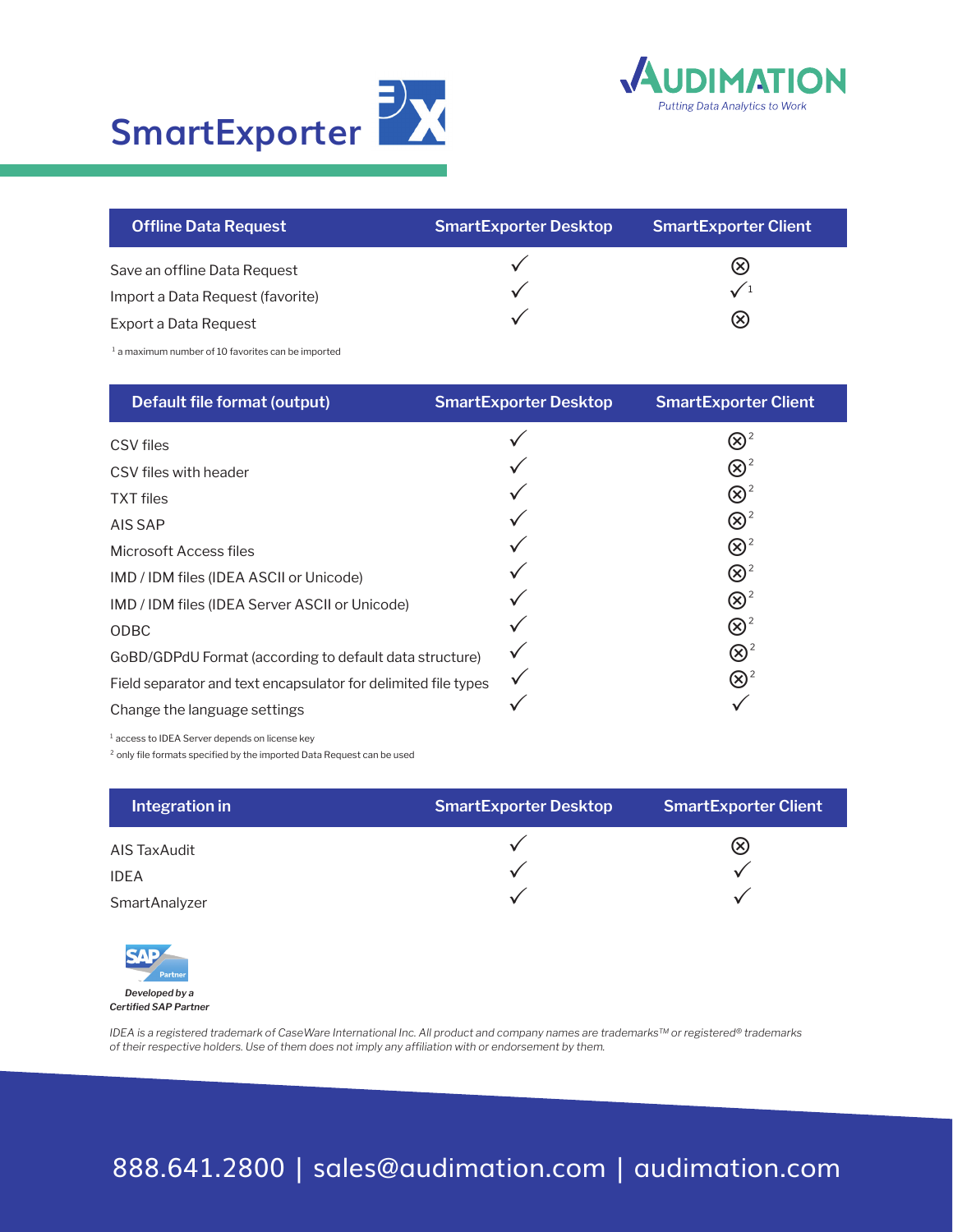# SmartExporter

**AUDIMATION**
*Putting Data Analytics to Work*

| Offline Data Request | SmartExporter Desktop | SmartExporter Client |
| --- | --- | --- |
| Save an offline Data Request | ✓ | ⊗ |
| Import a Data Request (favorite) | ✓ | ✓[1] |
| Export a Data Request | ✓ | ⊗ |

[1] a maximum number of 10 favorites can be imported

| Default file format (output) | SmartExporter Desktop | SmartExporter Client |
| --- | --- | --- |
| CSV files | ✓ | ⊗[2] |
| CSV files with header | ✓ | ⊗[2] |
| TXT files | ✓ | ⊗[2] |
| AIS SAP | ✓ | ⊗[2] |
| Microsoft Access files | ✓ | ⊗[2] |
| IMD / IDM files (IDEA ASCII or Unicode) | ✓ | ⊗[2] |
| IMD / IDM files (IDEA Server ASCII or Unicode) | ✓ | ⊗[2] |
| ODBC | ✓ | ⊗[2] |
| GoBD/GDPdU Format (according to default data structure) | ✓ | ⊗[2] |
| Field separator and text encapsulator for delimited file types | ✓ | ⊗[2] |
| Change the language settings | ✓ | ✓ |

[1] access to IDEA Server depends on license key
[2] only file formats specified by the imported Data Request can be used

| Integration in | SmartExporter Desktop | SmartExporter Client |
| --- | --- | --- |
| AIS TaxAudit | ✓ | ⊗ |
| IDEA | ✓ | ✓ |
| SmartAnalyzer | ✓ | ✓ |

*Developed by a Certified SAP Partner*

*IDEA is a registered trademark of CaseWare International Inc. All product and company names are trademarks™ or registered® trademarks of their respective holders. Use of them does not imply any affiliation with or endorsement by them.*

888.641.2800 | sales@audimation.com | audimation.com